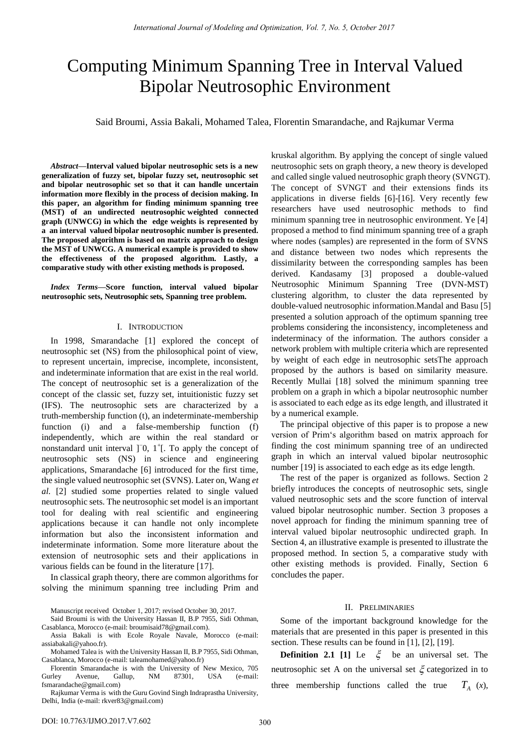# Computing Minimum Spanning Tree in Interval Valued Bipolar Neutrosophic Environment

Said Broumi, Assia Bakali, Mohamed Talea, Florentin Smarandache, and Rajkumar Verma

***Abstract*—Interval valued bipolar neutrosophic sets is a new generalization of fuzzy set, bipolar fuzzy set, neutrosophic set and bipolar neutrosophic set so that it can handle uncertain information more flexibly in the process of decision making. In this paper, an algorithm for finding minimum spanning tree (MST) of an undirected neutrosophic weighted connected graph (UNWCG) in which the edge weights is represented by a an interval valued bipolar neutrosophic number is presented. The proposed algorithm is based on matrix approach to design the MST of UNWCG. A numerical example is provided to show the effectiveness of the proposed algorithm. Lastly, a comparative study with other existing methods is proposed.**

***Index Terms*—Score function, interval valued bipolar neutrosophic sets, Neutrosophic sets, Spanning tree problem.**

## I. Introduction

In 1998, Smarandache [1] explored the concept of neutrosophic set (NS) from the philosophical point of view, to represent uncertain, imprecise, incomplete, inconsistent, and indeterminate information that are exist in the real world. The concept of neutrosophic set is a generalization of the concept of the classic set, fuzzy set, intuitionistic fuzzy set (IFS). The neutrosophic sets are characterized by a truth-membership function (t), an indeterminate-membership function (i) and a false-membership function (f) independently, which are within the real standard or nonstandard unit interval $]^{-}0, 1^{+}[$. To apply the concept of neutrosophic sets (NS) in science and engineering applications, Smarandache [6] introduced for the first time, the single valued neutrosophic set (SVNS). Later on, Wang *et al.* [2] studied some properties related to single valued neutrosophic sets. The neutrosophic set model is an important tool for dealing with real scientific and engineering applications because it can handle not only incomplete information but also the inconsistent information and indeterminate information. Some more literature about the extension of neutrosophic sets and their applications in various fields can be found in the literature [17].

In classical graph theory, there are common algorithms for solving the minimum spanning tree including Prim and kruskal algorithm. By applying the concept of single valued neutrosophic sets on graph theory, a new theory is developed and called single valued neutrosophic graph theory (SVNGT). The concept of SVNGT and their extensions finds its applications in diverse fields [6]-[16]. Very recently few researchers have used neutrosophic methods to find minimum spanning tree in neutrosophic environment. Ye [4] proposed a method to find minimum spanning tree of a graph where nodes (samples) are represented in the form of SVNS and distance between two nodes which represents the dissimilarity between the corresponding samples has been derived. Kandasamy [3] proposed a double-valued Neutrosophic Minimum Spanning Tree (DVN-MST) clustering algorithm, to cluster the data represented by double-valued neutrosophic information.Mandal and Basu [5] presented a solution approach of the optimum spanning tree problems considering the inconsistency, incompleteness and indeterminacy of the information. The authors consider a network problem with multiple criteria which are represented by weight of each edge in neutrosophic setsThe approach proposed by the authors is based on similarity measure. Recently Mullai [18] solved the minimum spanning tree problem on a graph in which a bipolar neutrosophic number is associated to each edge as its edge length, and illustrated it by a numerical example.

The principal objective of this paper is to propose a new version of Prim's algorithm based on matrix approach for finding the cost minimum spanning tree of an undirected graph in which an interval valued bipolar neutrosophic number [19] is associated to each edge as its edge length.

The rest of the paper is organized as follows. Section 2 briefly introduces the concepts of neutrosophic sets, single valued neutrosophic sets and the score function of interval valued bipolar neutrosophic number. Section 3 proposes a novel approach for finding the minimum spanning tree of interval valued bipolar neutrosophic undirected graph. In Section 4, an illustrative example is presented to illustrate the proposed method. In section 5, a comparative study with other existing methods is provided. Finally, Section 6 concludes the paper.

Manuscript received October 1, 2017; revised October 30, 2017.

Said Broumi is with the University Hassan II, B.P 7955, Sidi Othman, Casablanca, Morocco (e-mail: broumisaid78@gmail.com).

Assia Bakali is with Ecole Royale Navale, Morocco (e-mail: assiabakali@yahoo.fr).

Mohamed Talea is with the University Hassan II, B.P 7955, Sidi Othman, Casablanca, Morocco (e-mail: taleamohamed@yahoo.fr)

Florentin Smarandache is with the University of New Mexico, 705 Gurley Avenue, Gallup, NM 87301, USA (e-mail: fsmarandache@gmail.com)

Rajkumar Verma is with the Guru Govind Singh Indraprastha University, Delhi, India (e-mail: rkver83@gmail.com)

## II. Preliminaries

Some of the important background knowledge for the materials that are presented in this paper is presented in this section. These results can be found in [1], [2], [19].

**Definition 2.1 [1]** Le $\xi$ be an universal set. The neutrosophic set A on the universal set $\xi$ categorized in to three membership functions called the true $T_A$ (*x*),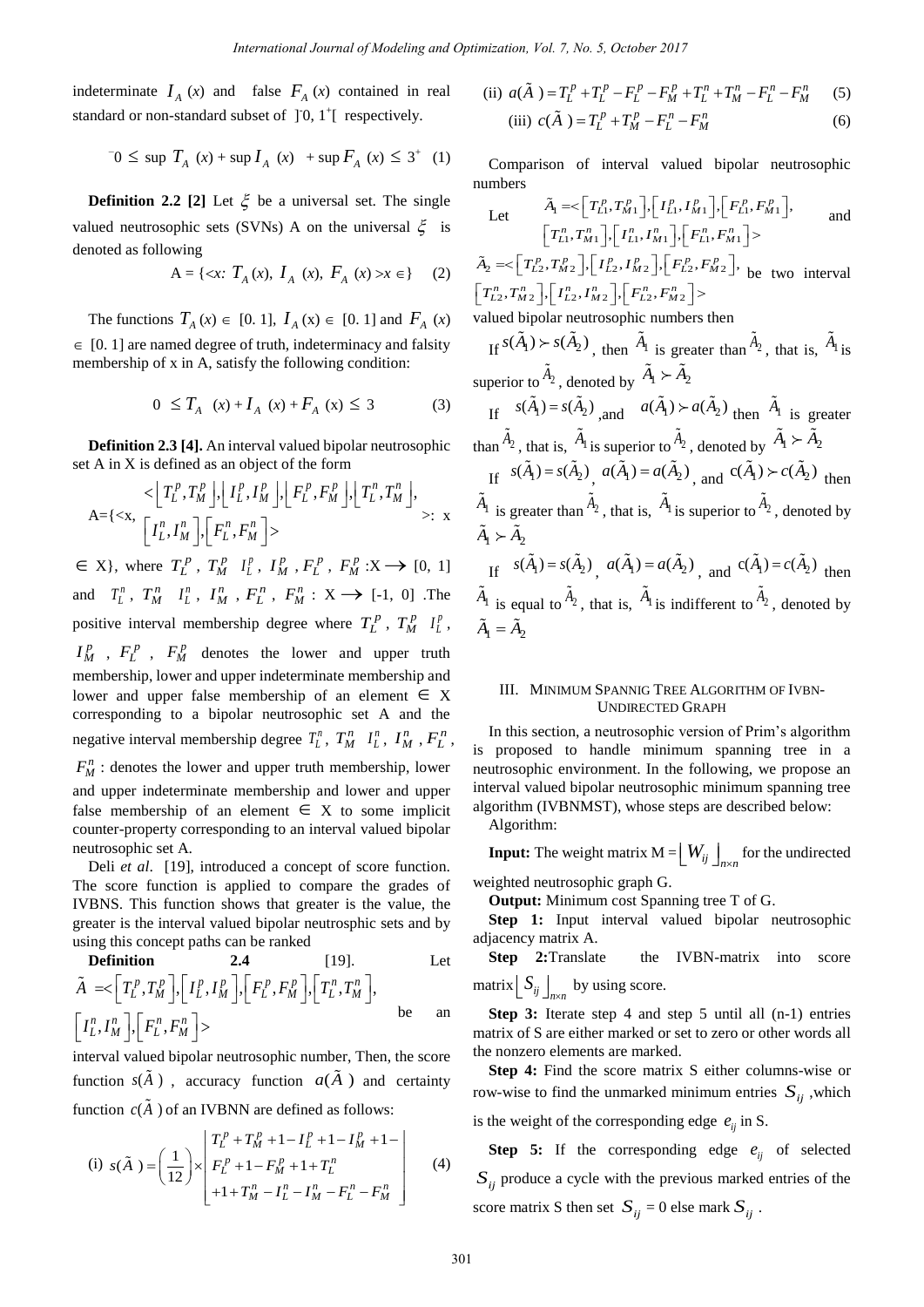indeterminate $I_A(x)$ and false $F_A(x)$ contained in real standard or non-standard subset of $]^{-}0, 1^{+}[$ respectively.

$$^{-}0 \le \sup T_A(x) + \sup I_A(x) + \sup F_A(x) \le 3^{+} \quad (1)$$

**Definition 2.2 [2]** Let $\xi$ be a universal set. The single valued neutrosophic sets (SVNs) A on the universal $\xi$ is denoted as following

$$A = \{<x: T_A(x), I_A(x), F_A(x)> x \in\} \quad (2)$$

The functions $T_A(x) \in [0. 1]$, $I_A(x) \in [0. 1]$ and $F_A(x) \in [0. 1]$ are named degree of truth, indeterminacy and falsity membership of x in A, satisfy the following condition:

$$0 \le T_A(x) + I_A(x) + F_A(x) \le 3 \quad (3)$$

**Definition 2.3 [4].** An interval valued bipolar neutrosophic set A in X is defined as an object of the form

$$A=\{<x, <\left[T_L^p, T_M^p\right], \left[I_L^p, I_M^p\right], \left[F_L^p, F_M^p\right], \left[T_L^n, T_M^n\right], \left[I_L^n, I_M^n\right], \left[F_L^n, F_M^n\right]>: x \in X\},$$

where $T_L^p$, $T_M^p$ $I_L^p$, $I_M^p$, $F_L^p$, $F_M^p$ $:X \to [0, 1]$ and $T_L^n$, $T_M^n$ $I_L^n$, $I_M^n$, $F_L^n$, $F_M^n$ : $X \to [-1, 0]$ .The positive interval membership degree where $T_L^p$, $T_M^p$ $I_L^p$, $I_M^p$, $F_L^p$, $F_M^p$ denotes the lower and upper truth membership, lower and upper indeterminate membership and lower and upper false membership of an element $\in$ X corresponding to a bipolar neutrosophic set A and the negative interval membership degree $T_L^n$, $T_M^n$ $I_L^n$, $I_M^n$, $F_L^n$, $F_M^n$ : denotes the lower and upper truth membership, lower and upper indeterminate membership and lower and upper false membership of an element $\in$ X to some implicit counter-property corresponding to an interval valued bipolar neutrosophic set A.

Deli *et al*. [19], introduced a concept of score function. The score function is applied to compare the grades of IVBNS. This function shows that greater is the value, the greater is the interval valued bipolar neutrosphic sets and by using this concept paths can be ranked

**Definition 2.4** [19]. Let $\tilde{A} =<\left[T_L^p, T_M^p\right], \left[I_L^p, I_M^p\right], \left[F_L^p, F_M^p\right], \left[T_L^n, T_M^n\right], \left[I_L^n, I_M^n\right], \left[F_L^n, F_M^n\right]>$ be an interval valued bipolar neutrosophic number, Then, the score function $s(\tilde{A})$, accuracy function $a(\tilde{A})$ and certainty function $c(\tilde{A})$ of an IVBNN are defined as follows:

$$\text{(i) } s(\tilde{A}) = \left(\frac{1}{12}\right) \times \begin{vmatrix} T_L^p + T_M^p + 1 - I_L^p + 1 - I_M^p + 1 - \\ F_L^p + 1 - F_M^p + 1 + T_L^n \\ +1 + T_M^n - I_L^n - I_M^n - F_L^n - F_M^n \end{vmatrix} \quad (4)$$

$$\text{(ii) } a(\tilde{A}) = T_L^p + T_L^p - F_L^p - F_M^p + T_L^n + T_M^n - F_L^n - F_M^n \quad (5)$$

$$\text{(iii) } c(\tilde{A}) = T_L^p + T_M^p - F_L^n - F_M^n \quad (6)$$

Comparison of interval valued bipolar neutrosophic numbers

Let $\tilde{A}_1 =<\left[T_{L1}^p, T_{M1}^p\right], \left[I_{L1}^p, I_{M1}^p\right], \left[F_{L1}^p, F_{M1}^p\right], \left[T_{L1}^n, T_{M1}^n\right], \left[I_{L1}^n, I_{M1}^n\right], \left[F_{L1}^n, F_{M1}^n\right]>$ and $\tilde{A}_2 =<\left[T_{L2}^p, T_{M2}^p\right], \left[I_{L2}^p, I_{M2}^p\right], \left[F_{L2}^p, F_{M2}^p\right], \left[T_{L2}^n, T_{M2}^n\right], \left[I_{L2}^n, I_{M2}^n\right], \left[F_{L2}^n, F_{M2}^n\right]>$ be two interval valued bipolar neutrosophic numbers then

If $s(\tilde{A}_1) \succ s(\tilde{A}_2)$, then $\tilde{A}_1$ is greater than $\tilde{A}_2$, that is, $\tilde{A}_1$ is superior to $\tilde{A}_2$, denoted by $\tilde{A}_1 \succ \tilde{A}_2$

If $s(\tilde{A}_1) = s(\tilde{A}_2)$ ,and $a(\tilde{A}_1) \succ a(\tilde{A}_2)$ then $\tilde{A}_1$ is greater than $\tilde{A}_2$, that is, $\tilde{A}_1$ is superior to $\tilde{A}_2$, denoted by $\tilde{A}_1 \succ \tilde{A}_2$

If $s(\tilde{A}_1) = s(\tilde{A}_2)$, $a(\tilde{A}_1) = a(\tilde{A}_2)$, and $c(\tilde{A}_1) \succ c(\tilde{A}_2)$ then $\tilde{A}_1$ is greater than $\tilde{A}_2$, that is, $\tilde{A}_1$ is superior to $\tilde{A}_2$, denoted by $\tilde{A}_1 \succ \tilde{A}_2$

If $s(\tilde{A}_1) = s(\tilde{A}_2)$, $a(\tilde{A}_1) = a(\tilde{A}_2)$, and $c(\tilde{A}_1) = c(\tilde{A}_2)$ then $\tilde{A}_1$ is equal to $\tilde{A}_2$, that is, $\tilde{A}_1$ is indifferent to $\tilde{A}_2$, denoted by $\tilde{A}_1 = \tilde{A}_2$

## III. Minimum Spannig Tree Algorithm of IVBN-Undirected Graph

In this section, a neutrosophic version of Prim's algorithm is proposed to handle minimum spanning tree in a neutrosophic environment. In the following, we propose an interval valued bipolar neutrosophic minimum spanning tree algorithm (IVBNMST), whose steps are described below:

Algorithm:

**Input:** The weight matrix M = $\left\lfloor W_{ij} \right\rfloor_{n \times n}$ for the undirected weighted neutrosophic graph G.

**Output:** Minimum cost Spanning tree T of G.

**Step 1:** Input interval valued bipolar neutrosophic adjacency matrix A.

**Step 2:**Translate the IVBN-matrix into score matrix $\left\lfloor S_{ij} \right\rfloor_{n \times n}$ by using score.

**Step 3:** Iterate step 4 and step 5 until all (n-1) entries matrix of S are either marked or set to zero or other words all the nonzero elements are marked.

**Step 4:** Find the score matrix S either columns-wise or row-wise to find the unmarked minimum entries $S_{ij}$ ,which is the weight of the corresponding edge $e_{ij}$ in S.

**Step 5:** If the corresponding edge $e_{ij}$ of selected $S_{ij}$ produce a cycle with the previous marked entries of the score matrix S then set $S_{ij}$ = 0 else mark $S_{ij}$ .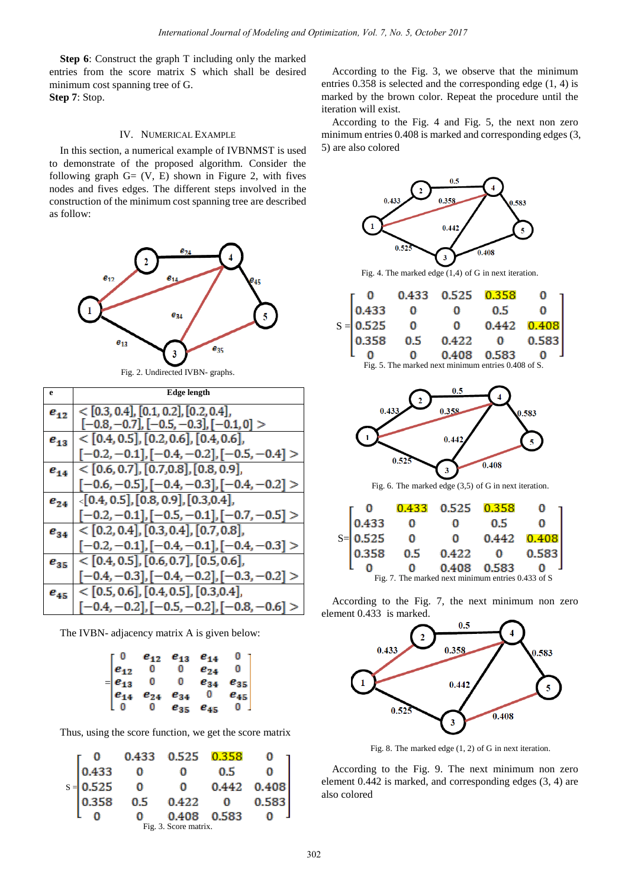**Step 6**: Construct the graph T including only the marked entries from the score matrix S which shall be desired minimum cost spanning tree of G.

**Step 7**: Stop.

## IV. Numerical Example

In this section, a numerical example of IVBNMST is used to demonstrate of the proposed algorithm. Consider the following graph G= (V, E) shown in Figure 2, with fives nodes and fives edges. The different steps involved in the construction of the minimum cost spanning tree are described as follow:

Fig. 2. Undirected IVBN- graphs.

| e | Edge length |
|---|---|
| $e_{12}$ | $<[0.3, 0.4], [0.1, 0.2], [0.2, 0.4], [-0.8, -0.7], [-0.5, -0.3], [-0.1, 0]>$ |
| $e_{13}$ | $<[0.4, 0.5], [0.2, 0.6], [0.4, 0.6], [-0.2, -0.1], [-0.4, -0.2], [-0.5, -0.4]>$ |
| $e_{14}$ | $<[0.6, 0.7], [0.7, 0.8], [0.8, 0.9], [-0.6, -0.5], [-0.4, -0.3], [-0.4, -0.2]>$ |
| $e_{24}$ | $<[0.4, 0.5], [0.8, 0.9], [0.3, 0.4], [-0.2, -0.1], [-0.5, -0.1], [-0.7, -0.5]>$ |
| $e_{34}$ | $<[0.2, 0.4], [0.3, 0.4], [0.7, 0.8], [-0.2, -0.1], [-0.4, -0.1], [-0.4, -0.3]>$ |
| $e_{35}$ | $<[0.4, 0.5], [0.6, 0.7], [0.5, 0.6], [-0.4, -0.3], [-0.4, -0.2], [-0.3, -0.2]>$ |
| $e_{45}$ | $<[0.5, 0.6], [0.4, 0.5], [0.3, 0.4], [-0.4, -0.2], [-0.5, -0.2], [-0.8, -0.6]>$ |

The IVBN- adjacency matrix A is given below:

$$
= \begin{bmatrix} 0 & e_{12} & e_{13} & e_{14} & 0 \\ e_{12} & 0 & 0 & e_{24} & 0 \\ e_{13} & 0 & 0 & e_{34} & e_{35} \\ e_{14} & e_{24} & e_{34} & 0 & e_{45} \\ 0 & 0 & e_{35} & e_{45} & 0 \end{bmatrix}
$$

Thus, using the score function, we get the score matrix

$$
S = \begin{bmatrix} 0 & 0.433 & 0.525 & 0.358 & 0 \\ 0.433 & 0 & 0 & 0.5 & 0 \\ 0.525 & 0 & 0 & 0.442 & 0.408 \\ 0.358 & 0.5 & 0.422 & 0 & 0.583 \\ 0 & 0 & 0.408 & 0.583 & 0 \end{bmatrix}
$$

Fig. 3. Score matrix.

According to the Fig. 3, we observe that the minimum entries 0.358 is selected and the corresponding edge (1, 4) is marked by the brown color. Repeat the procedure until the iteration will exist.

According to the Fig. 4 and Fig. 5, the next non zero minimum entries 0.408 is marked and corresponding edges (3, 5) are also colored

Fig. 4. The marked edge (1,4) of G in next iteration.

$$
S = \begin{bmatrix} 0 & 0.433 & 0.525 & 0.358 & 0 \\ 0.433 & 0 & 0 & 0.5 & 0 \\ 0.525 & 0 & 0 & 0.442 & 0.408 \\ 0.358 & 0.5 & 0.422 & 0 & 0.583 \\ 0 & 0 & 0.408 & 0.583 & 0 \end{bmatrix}
$$

Fig. 5. The marked next minimum entries 0.408 of S.

Fig. 6. The marked edge (3,5) of G in next iteration.

$$
S = \begin{bmatrix} 0 & 0.433 & 0.525 & 0.358 & 0 \\ 0.433 & 0 & 0 & 0.5 & 0 \\ 0.525 & 0 & 0 & 0.442 & 0.408 \\ 0.358 & 0.5 & 0.422 & 0 & 0.583 \\ 0 & 0 & 0.408 & 0.583 & 0 \end{bmatrix}
$$

Fig. 7. The marked next minimum entries 0.433 of S

According to the Fig. 7, the next minimum non zero element 0.433 is marked.

Fig. 8. The marked edge (1, 2) of G in next iteration.

According to the Fig. 9. The next minimum non zero element 0.442 is marked, and corresponding edges (3, 4) are also colored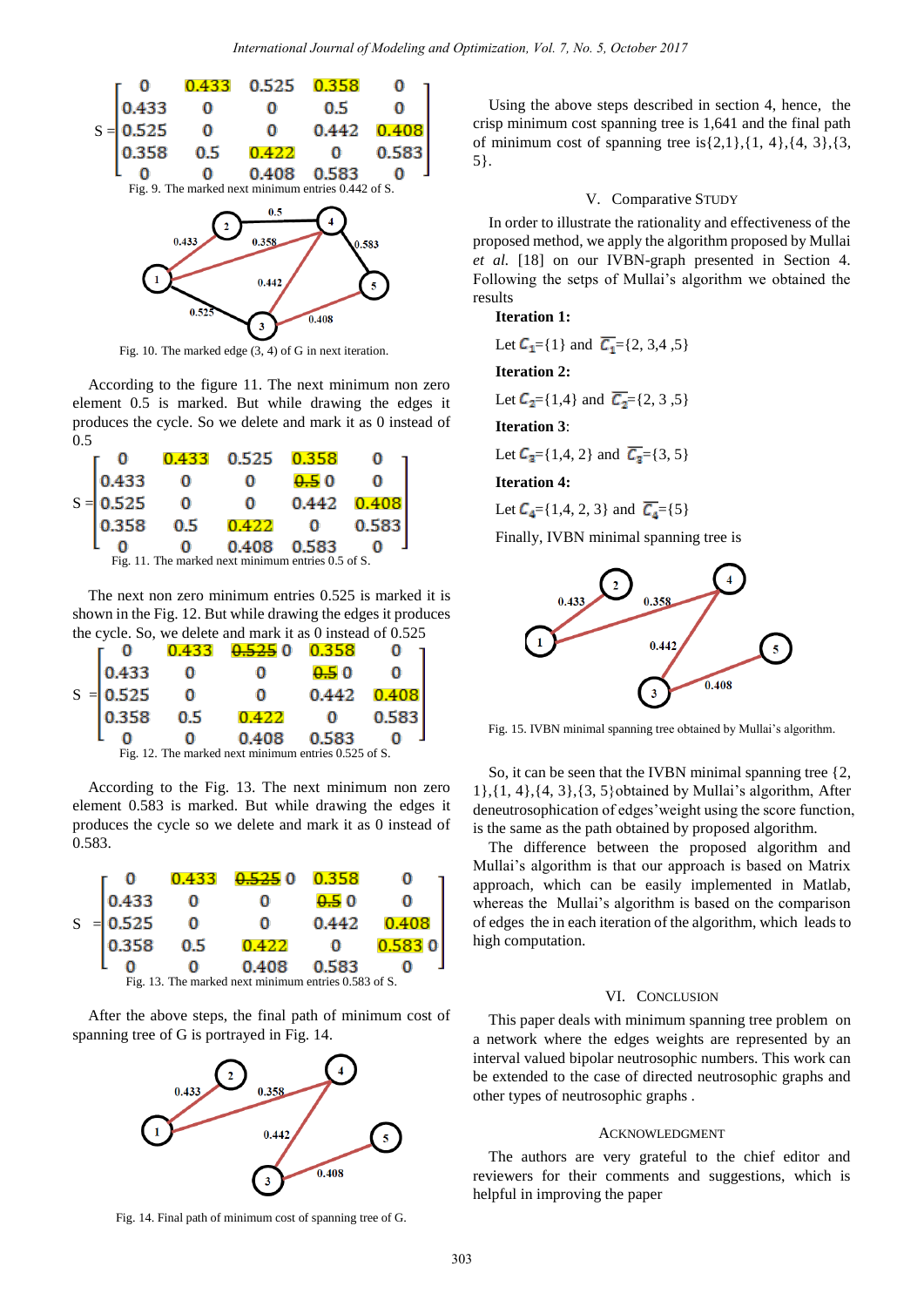$$S = \begin{bmatrix} 0 & 0.433 & 0.525 & 0.358 & 0 \\ 0.433 & 0 & 0 & 0.5 & 0 \\ 0.525 & 0 & 0 & 0.442 & 0.408 \\ 0.358 & 0.5 & 0.422 & 0 & 0.583 \\ 0 & 0 & 0.408 & 0.583 & 0 \end{bmatrix}$$

Fig. 9. The marked next minimum entries 0.442 of S.

Fig. 10. The marked edge (3, 4) of G in next iteration.

According to the figure 11. The next minimum non zero element 0.5 is marked. But while drawing the edges it produces the cycle. So we delete and mark it as 0 instead of 0.5

$$S = \begin{bmatrix} 0 & 0.433 & 0.525 & 0.358 & 0 \\ 0.433 & 0 & 0 & \not{0.5}\ 0 & 0 \\ 0.525 & 0 & 0 & 0.442 & 0.408 \\ 0.358 & 0.5 & 0.422 & 0 & 0.583 \\ 0 & 0 & 0.408 & 0.583 & 0 \end{bmatrix}$$

Fig. 11. The marked next minimum entries 0.5 of S.

The next non zero minimum entries 0.525 is marked it is shown in the Fig. 12. But while drawing the edges it produces the cycle. So, we delete and mark it as 0 instead of 0.525

$$S = \begin{bmatrix} 0 & 0.433 & \not{0.525}\ 0 & 0.358 & 0 \\ 0.433 & 0 & 0 & \not{0.5}\ 0 & 0 \\ 0.525 & 0 & 0 & 0.442 & 0.408 \\ 0.358 & 0.5 & 0.422 & 0 & 0.583 \\ 0 & 0 & 0.408 & 0.583 & 0 \end{bmatrix}$$

Fig. 12. The marked next minimum entries 0.525 of S.

According to the Fig. 13. The next minimum non zero element 0.583 is marked. But while drawing the edges it produces the cycle so we delete and mark it as 0 instead of 0.583.

$$S = \begin{bmatrix} 0 & 0.433 & \not{0.525}\ 0 & 0.358 & 0 \\ 0.433 & 0 & 0 & \not{0.5}\ 0 & 0 \\ 0.525 & 0 & 0 & 0.442 & 0.408 \\ 0.358 & 0.5 & 0.422 & 0 & 0.583\ 0 \\ 0 & 0 & 0.408 & 0.583 & 0 \end{bmatrix}$$

Fig. 13. The marked next minimum entries 0.583 of S.

After the above steps, the final path of minimum cost of spanning tree of G is portrayed in Fig. 14.

Fig. 14. Final path of minimum cost of spanning tree of G.

Using the above steps described in section 4, hence, the crisp minimum cost spanning tree is 1,641 and the final path of minimum cost of spanning tree is{2,1},{1, 4},{4, 3},{3, 5}.

## V. Comparative Study

In order to illustrate the rationality and effectiveness of the proposed method, we apply the algorithm proposed by Mullai *et al.* [18] on our IVBN-graph presented in Section 4. Following the setps of Mullai's algorithm we obtained the results

**Iteration 1:**

Let $C_1$={1} and $\overline{C_1}$={2, 3,4 ,5}

**Iteration 2:**

Let $C_2$={1,4} and $\overline{C_2}$={2, 3 ,5}

**Iteration 3**:

Let $C_3$={1,4, 2} and $\overline{C_3}$={3, 5}

**Iteration 4:**

Let $C_4$={1,4, 2, 3} and $\overline{C_4}$={5}

Finally, IVBN minimal spanning tree is

Fig. 15. IVBN minimal spanning tree obtained by Mullai's algorithm.

So, it can be seen that the IVBN minimal spanning tree {2, 1},{1, 4},{4, 3},{3, 5}obtained by Mullai's algorithm, After deneutrosophication of edges'weight using the score function, is the same as the path obtained by proposed algorithm.

The difference between the proposed algorithm and Mullai's algorithm is that our approach is based on Matrix approach, which can be easily implemented in Matlab, whereas the Mullai's algorithm is based on the comparison of edges the in each iteration of the algorithm, which leads to high computation.

## VI. Conclusion

This paper deals with minimum spanning tree problem on a network where the edges weights are represented by an interval valued bipolar neutrosophic numbers. This work can be extended to the case of directed neutrosophic graphs and other types of neutrosophic graphs .

## Acknowledgment

The authors are very grateful to the chief editor and reviewers for their comments and suggestions, which is helpful in improving the paper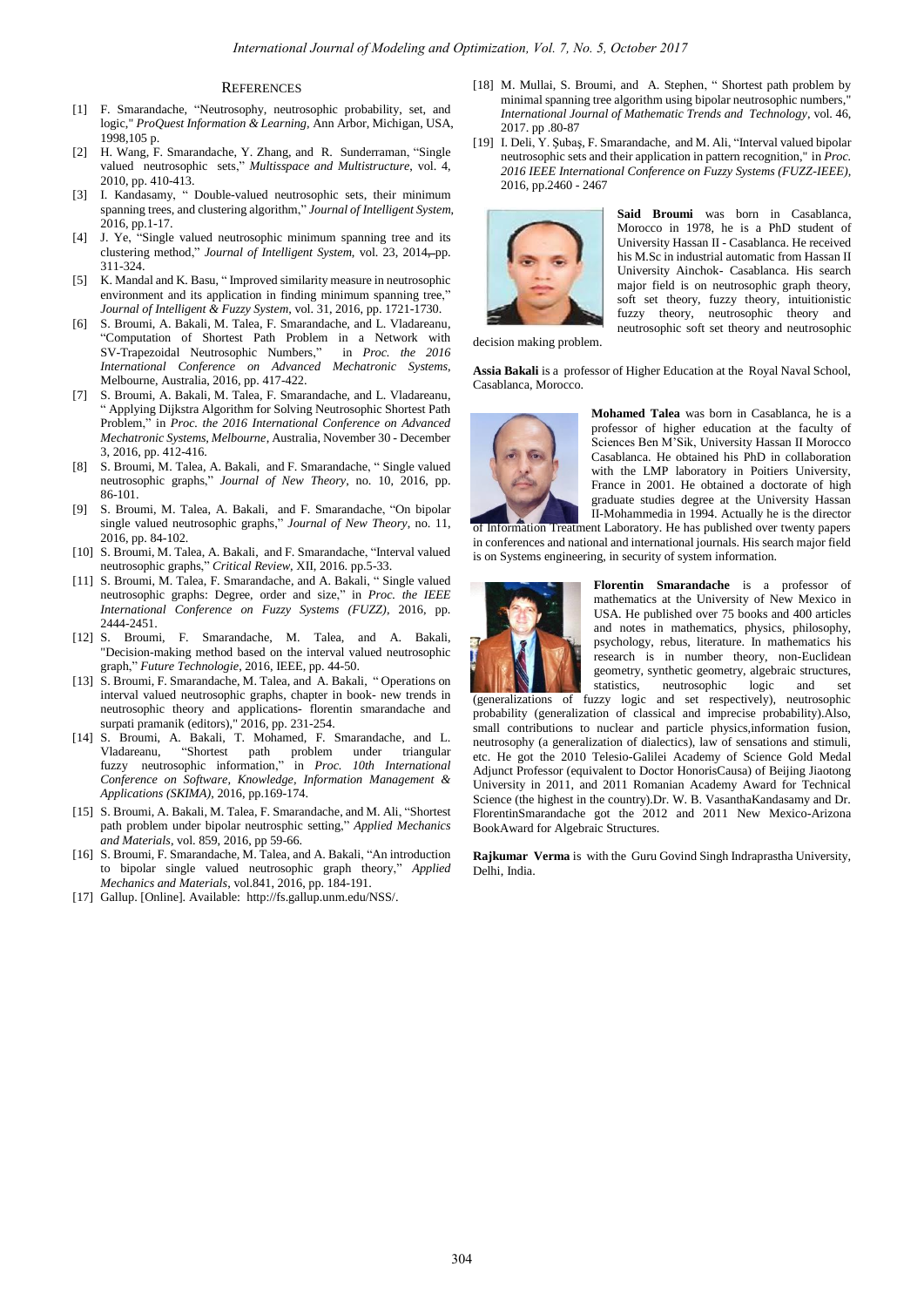## References

[1] F. Smarandache, "Neutrosophy, neutrosophic probability, set, and logic," *ProQuest Information & Learning*, Ann Arbor, Michigan, USA, 1998,105 p.

[2] H. Wang, F. Smarandache, Y. Zhang, and R. Sunderraman, "Single valued neutrosophic sets," *Multisspace and Multistructure*, vol. 4, 2010, pp. 410-413.

[3] I. Kandasamy, " Double-valued neutrosophic sets, their minimum spanning trees, and clustering algorithm," *Journal of Intelligent System*, 2016, pp.1-17.

[4] J. Ye, "Single valued neutrosophic minimum spanning tree and its clustering method," *Journal of Intelligent System*, vol. 23, 2014, pp. 311-324.

[5] K. Mandal and K. Basu, " Improved similarity measure in neutrosophic environment and its application in finding minimum spanning tree," *Journal of Intelligent & Fuzzy System*, vol. 31, 2016, pp. 1721-1730.

[6] S. Broumi, A. Bakali, M. Talea, F. Smarandache, and L. Vladareanu, "Computation of Shortest Path Problem in a Network with SV-Trapezoidal Neutrosophic Numbers," in *Proc. the 2016 International Conference on Advanced Mechatronic Systems*, Melbourne, Australia, 2016, pp. 417-422.

[7] S. Broumi, A. Bakali, M. Talea, F. Smarandache, and L. Vladareanu, " Applying Dijkstra Algorithm for Solving Neutrosophic Shortest Path Problem," in *Proc. the 2016 International Conference on Advanced Mechatronic Systems, Melbourne*, Australia, November 30 - December 3, 2016, pp. 412-416.

[8] S. Broumi, M. Talea, A. Bakali, and F. Smarandache, " Single valued neutrosophic graphs," *Journal of New Theory*, no. 10, 2016, pp. 86-101.

[9] S. Broumi, M. Talea, A. Bakali, and F. Smarandache, "On bipolar single valued neutrosophic graphs," *Journal of New Theory*, no. 11, 2016, pp. 84-102.

[10] S. Broumi, M. Talea, A. Bakali, and F. Smarandache, "Interval valued neutrosophic graphs," *Critical Review*, XII, 2016. pp.5-33.

[11] S. Broumi, M. Talea, F. Smarandache, and A. Bakali, " Single valued neutrosophic graphs: Degree, order and size," in *Proc. the IEEE International Conference on Fuzzy Systems (FUZZ)*, 2016, pp. 2444-2451.

[12] S. Broumi, F. Smarandache, M. Talea, and A. Bakali, "Decision-making method based on the interval valued neutrosophic graph," *Future Technologie*, 2016, IEEE, pp. 44-50.

[13] S. Broumi, F. Smarandache, M. Talea, and A. Bakali, " Operations on interval valued neutrosophic graphs, chapter in book- new trends in neutrosophic theory and applications- florentin smarandache and surpati pramanik (editors)," 2016, pp. 231-254.

[14] S. Broumi, A. Bakali, T. Mohamed, F. Smarandache, and L. Vladareanu, "Shortest path problem under triangular fuzzy neutrosophic information," in *Proc. 10th International Conference on Software, Knowledge, Information Management & Applications (SKIMA)*, 2016, pp.169-174.

[15] S. Broumi, A. Bakali, M. Talea, F. Smarandache, and M. Ali, "Shortest path problem under bipolar neutrosphic setting," *Applied Mechanics and Materials*, vol. 859, 2016, pp 59-66.

[16] S. Broumi, F. Smarandache, M. Talea, and A. Bakali, "An introduction to bipolar single valued neutrosophic graph theory," *Applied Mechanics and Materials*, vol.841, 2016, pp. 184-191.

[17] Gallup. [Online]. Available: http://fs.gallup.unm.edu/NSS/.

[18] M. Mullai, S. Broumi, and A. Stephen, " Shortest path problem by minimal spanning tree algorithm using bipolar neutrosophic numbers," *International Journal of Mathematic Trends and Technology*, vol. 46, 2017. pp .80-87

[19] I. Deli, Y. Şubaş, F. Smarandache, and M. Ali, "Interval valued bipolar neutrosophic sets and their application in pattern recognition," in *Proc. 2016 IEEE International Conference on Fuzzy Systems (FUZZ-IEEE)*, 2016, pp.2460 - 2467

**Said Broumi** was born in Casablanca, Morocco in 1978, he is a PhD student of University Hassan II - Casablanca. He received his M.Sc in industrial automatic from Hassan II University Ainchok- Casablanca. His search major field is on neutrosophic graph theory, soft set theory, fuzzy theory, intuitionistic fuzzy theory, neutrosophic theory and neutrosophic soft set theory and neutrosophic decision making problem.

**Assia Bakali** is a professor of Higher Education at the Royal Naval School, Casablanca, Morocco.

**Mohamed Talea** was born in Casablanca, he is a professor of higher education at the faculty of Sciences Ben M'Sik, University Hassan II Morocco Casablanca. He obtained his PhD in collaboration with the LMP laboratory in Poitiers University, France in 2001. He obtained a doctorate of high graduate studies degree at the University Hassan II-Mohammedia in 1994. Actually he is the director of Information Treatment Laboratory. He has published over twenty papers in conferences and national and international journals. His search major field is on Systems engineering, in security of system information.

**Florentin Smarandache** is a professor of mathematics at the University of New Mexico in USA. He published over 75 books and 400 articles and notes in mathematics, physics, philosophy, psychology, rebus, literature. In mathematics his research is in number theory, non-Euclidean geometry, synthetic geometry, algebraic structures, statistics, neutrosophic logic and set (generalizations of fuzzy logic and set respectively), neutrosophic probability (generalization of classical and imprecise probability).Also, small contributions to nuclear and particle physics,information fusion, neutrosophy (a generalization of dialectics), law of sensations and stimuli, etc. He got the 2010 Telesio-Galilei Academy of Science Gold Medal Adjunct Professor (equivalent to Doctor HonorisCausa) of Beijing Jiaotong University in 2011, and 2011 Romanian Academy Award for Technical Science (the highest in the country).Dr. W. B. VasanthaKandasamy and Dr. FlorentinSmarandache got the 2012 and 2011 New Mexico-Arizona BookAward for Algebraic Structures.

**Rajkumar Verma** is with the Guru Govind Singh Indraprastha University, Delhi, India.